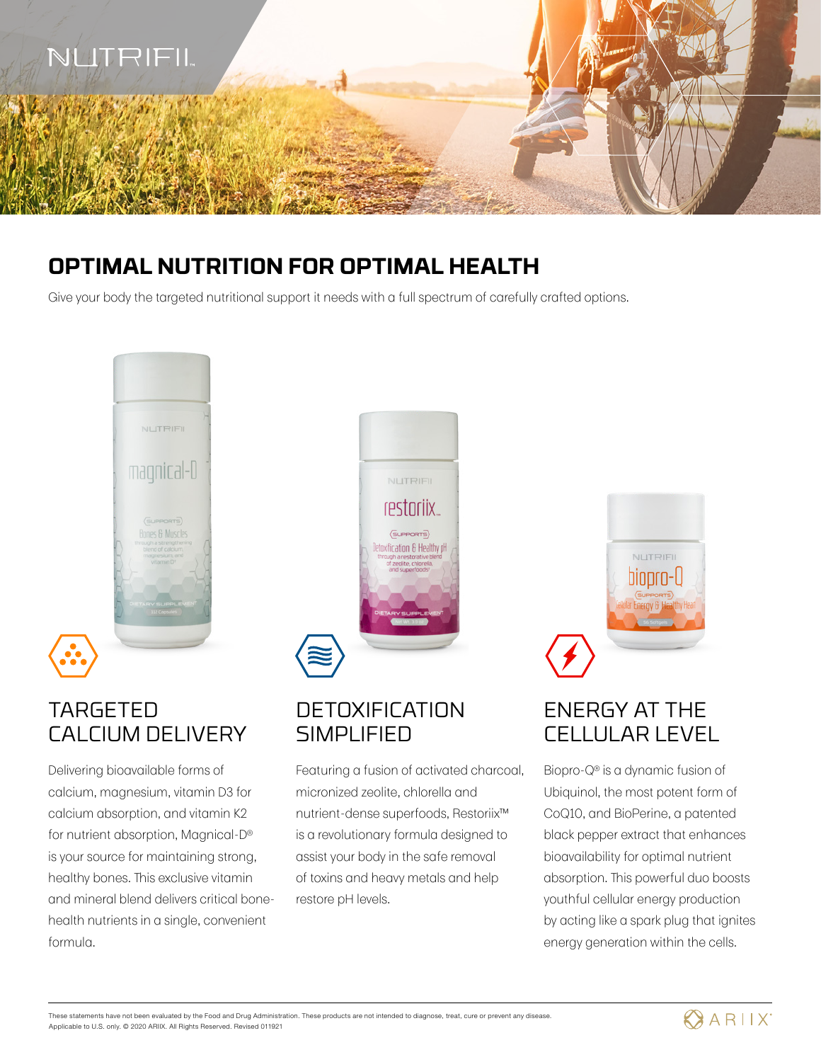# OPTIMAL NUTRITION FOR OPTIMAL HEALTH

Give your body the targeted nutritional support it needs with a full spectrum of carefully crafted options.

## TARGETED CALCIUM DELIVERY

Delivering bioavailable forms of calcium, magnesium, vitamin D3 for calcium absorption, and vitamin K2 for nutrient absorption, Magnical-D® is your source for maintaining strong, healthy bones. This exclusive vitamin and mineral blend delivers critical bone-health nutrients in a single, convenient formula.

## DETOXIFICATION SIMPLIFIED

Featuring a fusion of activated charcoal, micronized zeolite, chlorella and nutrient-dense superfoods, Restoriix™ is a revolutionary formula designed to assist your body in the safe removal of toxins and heavy metals and help restore pH levels.

## ENERGY AT THE CELLULAR LEVEL

Biopro-Q® is a dynamic fusion of Ubiquinol, the most potent form of CoQ10, and BioPerine, a patented black pepper extract that enhances bioavailability for optimal nutrient absorption. This powerful duo boosts youthful cellular energy production by acting like a spark plug that ignites energy generation within the cells.

These statements have not been evaluated by the Food and Drug Administration. These products are not intended to diagnose, treat, cure or prevent any disease.
Applicable to U.S. only. © 2020 ARIIX. All Rights Reserved. Revised 011921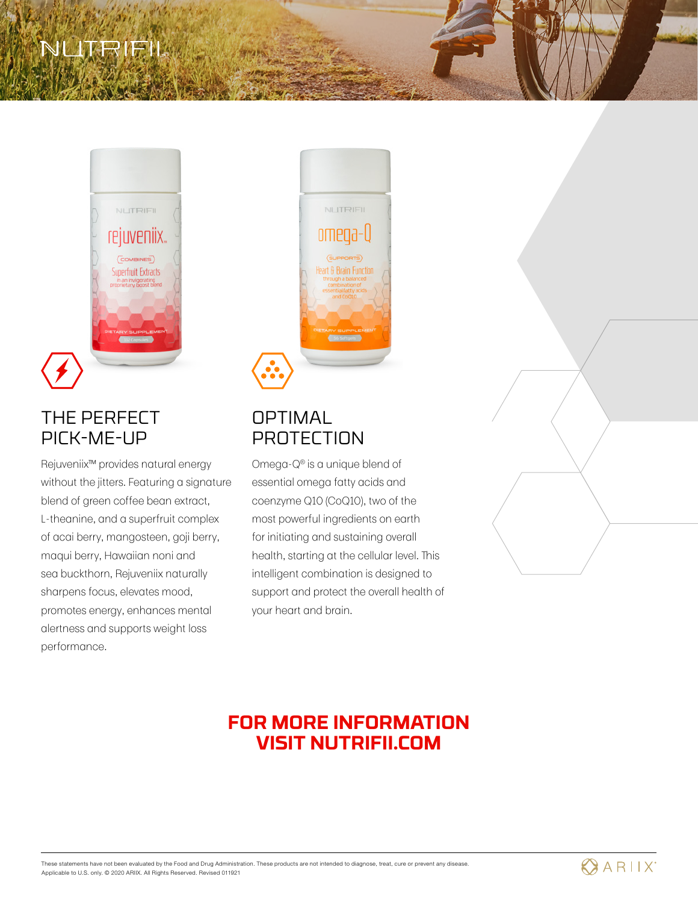NUTRIFII

## THE PERFECT PICK-ME-UP

Rejuveniix™ provides natural energy without the jitters. Featuring a signature blend of green coffee bean extract, L-theanine, and a superfruit complex of acai berry, mangosteen, goji berry, maqui berry, Hawaiian noni and sea buckthorn, Rejuveniix naturally sharpens focus, elevates mood, promotes energy, enhances mental alertness and supports weight loss performance.

## OPTIMAL PROTECTION

Omega-Q® is a unique blend of essential omega fatty acids and coenzyme Q10 (CoQ10), two of the most powerful ingredients on earth for initiating and sustaining overall health, starting at the cellular level. This intelligent combination is designed to support and protect the overall health of your heart and brain.

**FOR MORE INFORMATION VISIT NUTRIFII.COM**

These statements have not been evaluated by the Food and Drug Administration. These products are not intended to diagnose, treat, cure or prevent any disease. Applicable to U.S. only. © 2020 ARIIX. All Rights Reserved. Revised 011921

ARIIX